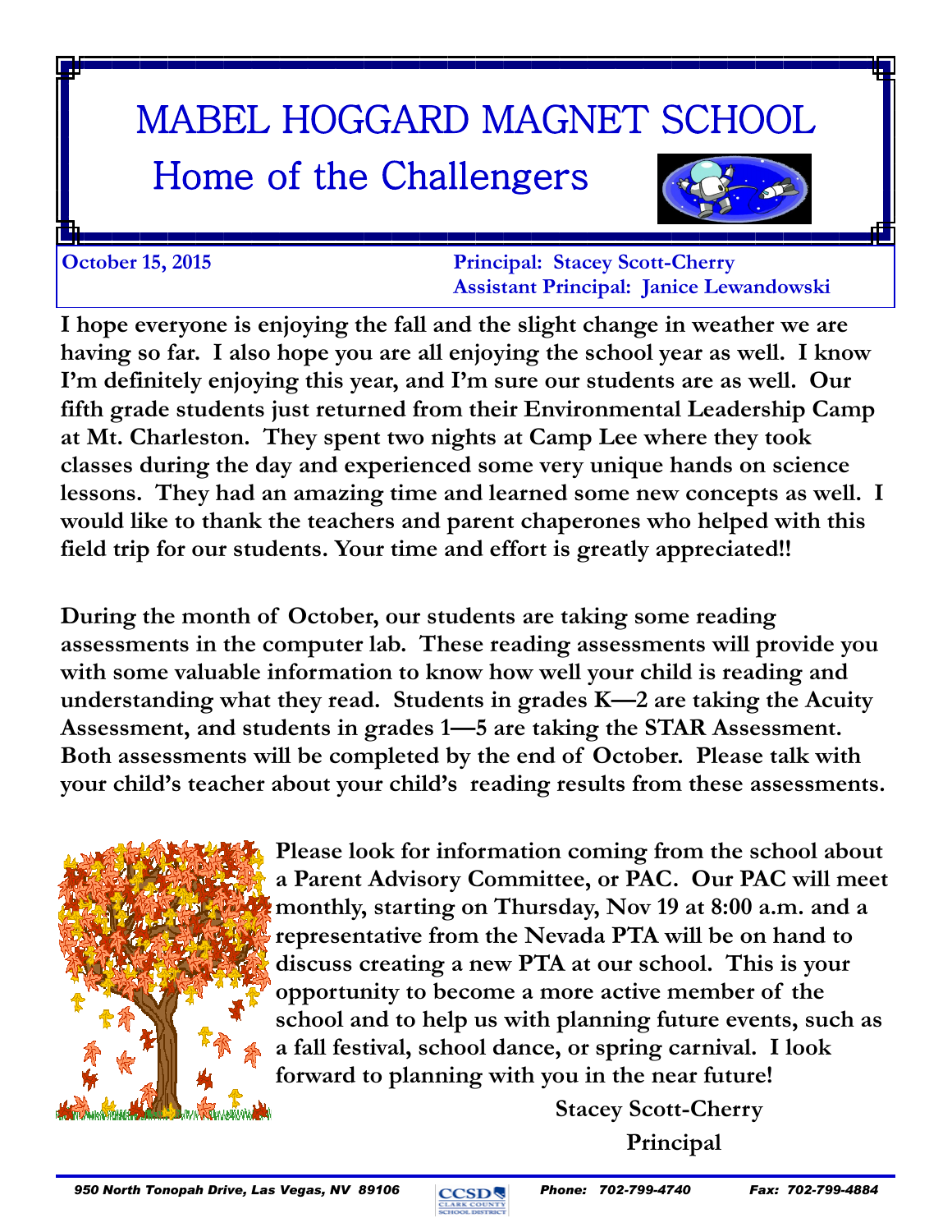# MABEL HOGGARD MAGNET SCHOOL

## Home of the Challengers

**October 15, 2015**

**Principal: Stacey Scott-Cherry**
**Assistant Principal: Janice Lewandowski**

**I hope everyone is enjoying the fall and the slight change in weather we are having so far. I also hope you are all enjoying the school year as well. I know I'm definitely enjoying this year, and I'm sure our students are as well. Our fifth grade students just returned from their Environmental Leadership Camp at Mt. Charleston. They spent two nights at Camp Lee where they took classes during the day and experienced some very unique hands on science lessons. They had an amazing time and learned some new concepts as well. I would like to thank the teachers and parent chaperones who helped with this field trip for our students. Your time and effort is greatly appreciated!!**

**During the month of October, our students are taking some reading assessments in the computer lab. These reading assessments will provide you with some valuable information to know how well your child is reading and understanding what they read. Students in grades K—2 are taking the Acuity Assessment, and students in grades 1—5 are taking the STAR Assessment. Both assessments will be completed by the end of October. Please talk with your child's teacher about your child's reading results from these assessments.**

**Please look for information coming from the school about a Parent Advisory Committee, or PAC. Our PAC will meet monthly, starting on Thursday, Nov 19 at 8:00 a.m. and a representative from the Nevada PTA will be on hand to discuss creating a new PTA at our school. This is your opportunity to become a more active member of the school and to help us with planning future events, such as a fall festival, school dance, or spring carnival. I look forward to planning with you in the near future!**

**Stacey Scott-Cherry**
**Principal**

*950 North Tonopah Drive, Las Vegas, NV 89106* | *Phone: 702-799-4740* | *Fax: 702-799-4884*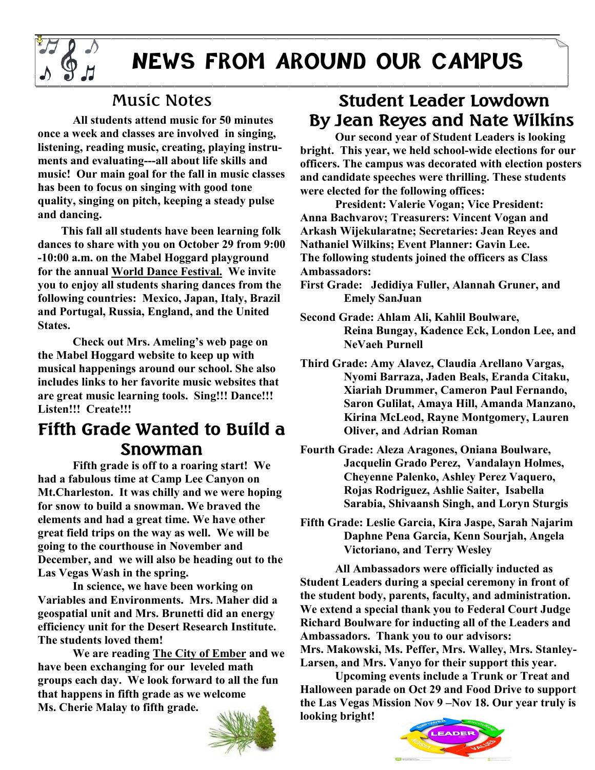# NEWS FROM AROUND OUR CAMPUS

## Music Notes

**All students attend music for 50 minutes once a week and classes are involved in singing, listening, reading music, creating, playing instruments and evaluating---all about life skills and music! Our main goal for the fall in music classes has been to focus on singing with good tone quality, singing on pitch, keeping a steady pulse and dancing.**

**This fall all students have been learning folk dances to share with you on October 29 from 9:00 -10:00 a.m. on the Mabel Hoggard playground for the annual World Dance Festival. We invite you to enjoy all students sharing dances from the following countries: Mexico, Japan, Italy, Brazil and Portugal, Russia, England, and the United States.**

**Check out Mrs. Ameling's web page on the Mabel Hoggard website to keep up with musical happenings around our school. She also includes links to her favorite music websites that are great music learning tools. Sing!!! Dance!!! Listen!!! Create!!!**

## Fifth Grade Wanted to Build a Snowman

**Fifth grade is off to a roaring start! We had a fabulous time at Camp Lee Canyon on Mt.Charleston. It was chilly and we were hoping for snow to build a snowman. We braved the elements and had a great time. We have other great field trips on the way as well. We will be going to the courthouse in November and December, and we will also be heading out to the Las Vegas Wash in the spring.**

**In science, we have been working on Variables and Environments. Mrs. Maher did a geospatial unit and Mrs. Brunetti did an energy efficiency unit for the Desert Research Institute. The students loved them!**

**We are reading The City of Ember and we have been exchanging for our leveled math groups each day. We look forward to all the fun that happens in fifth grade as we welcome Ms. Cherie Malay to fifth grade.**

## Student Leader Lowdown By Jean Reyes and Nate Wilkins

**Our second year of Student Leaders is looking bright. This year, we held school-wide elections for our officers. The campus was decorated with election posters and candidate speeches were thrilling. These students were elected for the following offices:**

**President: Valerie Vogan; Vice President: Anna Bachvarov; Treasurers: Vincent Vogan and Arkash Wijekularatne; Secretaries: Jean Reyes and Nathaniel Wilkins; Event Planner: Gavin Lee.**
**The following students joined the officers as Class Ambassadors:**

**First Grade: Jedidiya Fuller, Alannah Gruner, and Emely SanJuan**

**Second Grade: Ahlam Ali, Kahlil Boulware, Reina Bungay, Kadence Eck, London Lee, and NeVaeh Purnell**

**Third Grade: Amy Alavez, Claudia Arellano Vargas, Nyomi Barraza, Jaden Beals, Eranda Citaku, Xiariah Drummer, Cameron Paul Fernando, Saron Gulilat, Amaya Hill, Amanda Manzano, Kirina McLeod, Rayne Montgomery, Lauren Oliver, and Adrian Roman**

**Fourth Grade: Aleza Aragones, Oniana Boulware, Jacquelin Grado Perez, Vandalayn Holmes, Cheyenne Palenko, Ashley Perez Vaquero, Rojas Rodriguez, Ashlie Saiter, Isabella Sarabia, Shivaansh Singh, and Loryn Sturgis**

**Fifth Grade: Leslie Garcia, Kira Jaspe, Sarah Najarim Daphne Pena Garcia, Kenn Sourjah, Angela Victoriano, and Terry Wesley**

**All Ambassadors were officially inducted as Student Leaders during a special ceremony in front of the student body, parents, faculty, and administration. We extend a special thank you to Federal Court Judge Richard Boulware for inducting all of the Leaders and Ambassadors. Thank you to our advisors: Mrs. Makowski, Ms. Peffer, Mrs. Walley, Mrs. Stanley-Larsen, and Mrs. Vanyo for their support this year.**

**Upcoming events include a Trunk or Treat and Halloween parade on Oct 29 and Food Drive to support the Las Vegas Mission Nov 9 –Nov 18. Our year truly is looking bright!**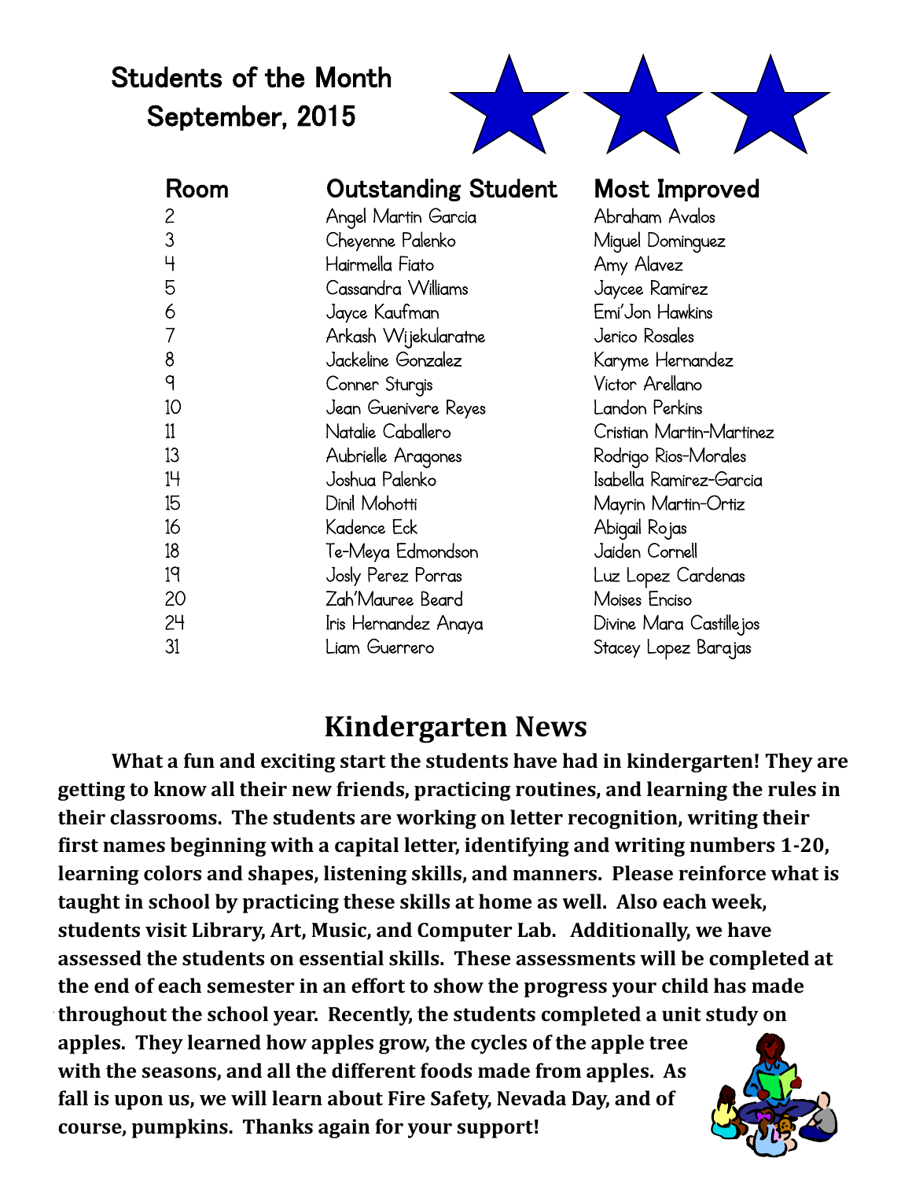## Students of the Month
## September, 2015

| Room | Outstanding Student | Most Improved |
|---|---|---|
| 2 | Angel Martin Garcia | Abraham Avalos |
| 3 | Cheyenne Palenko | Miguel Dominguez |
| 4 | Hairmella Fiato | Amy Alavez |
| 5 | Cassandra Williams | Jaycee Ramirez |
| 6 | Jayce Kaufman | Emi'Jon Hawkins |
| 7 | Arkash Wijekularatne | Jerico Rosales |
| 8 | Jackeline Gonzalez | Karyme Hernandez |
| 9 | Conner Sturgis | Victor Arellano |
| 10 | Jean Guenivere Reyes | Landon Perkins |
| 11 | Natalie Caballero | Cristian Martin-Martinez |
| 13 | Aubrielle Aragones | Rodrigo Rios-Morales |
| 14 | Joshua Palenko | Isabella Ramirez-Garcia |
| 15 | Dinil Mohotti | Mayrin Martin-Ortiz |
| 16 | Kadence Eck | Abigail Rojas |
| 18 | Te-Meya Edmondson | Jaiden Cornell |
| 19 | Josly Perez Porras | Luz Lopez Cardenas |
| 20 | Zah'Mauree Beard | Moises Enciso |
| 24 | Iris Hernandez Anaya | Divine Mara Castillejos |
| 31 | Liam Guerrero | Stacey Lopez Barajas |

## Kindergarten News

**What a fun and exciting start the students have had in kindergarten! They are getting to know all their new friends, practicing routines, and learning the rules in their classrooms. The students are working on letter recognition, writing their first names beginning with a capital letter, identifying and writing numbers 1-20, learning colors and shapes, listening skills, and manners. Please reinforce what is taught in school by practicing these skills at home as well. Also each week, students visit Library, Art, Music, and Computer Lab. Additionally, we have assessed the students on essential skills. These assessments will be completed at the end of each semester in an effort to show the progress your child has made throughout the school year. Recently, the students completed a unit study on apples. They learned how apples grow, the cycles of the apple tree with the seasons, and all the different foods made from apples. As fall is upon us, we will learn about Fire Safety, Nevada Day, and of course, pumpkins. Thanks again for your support!**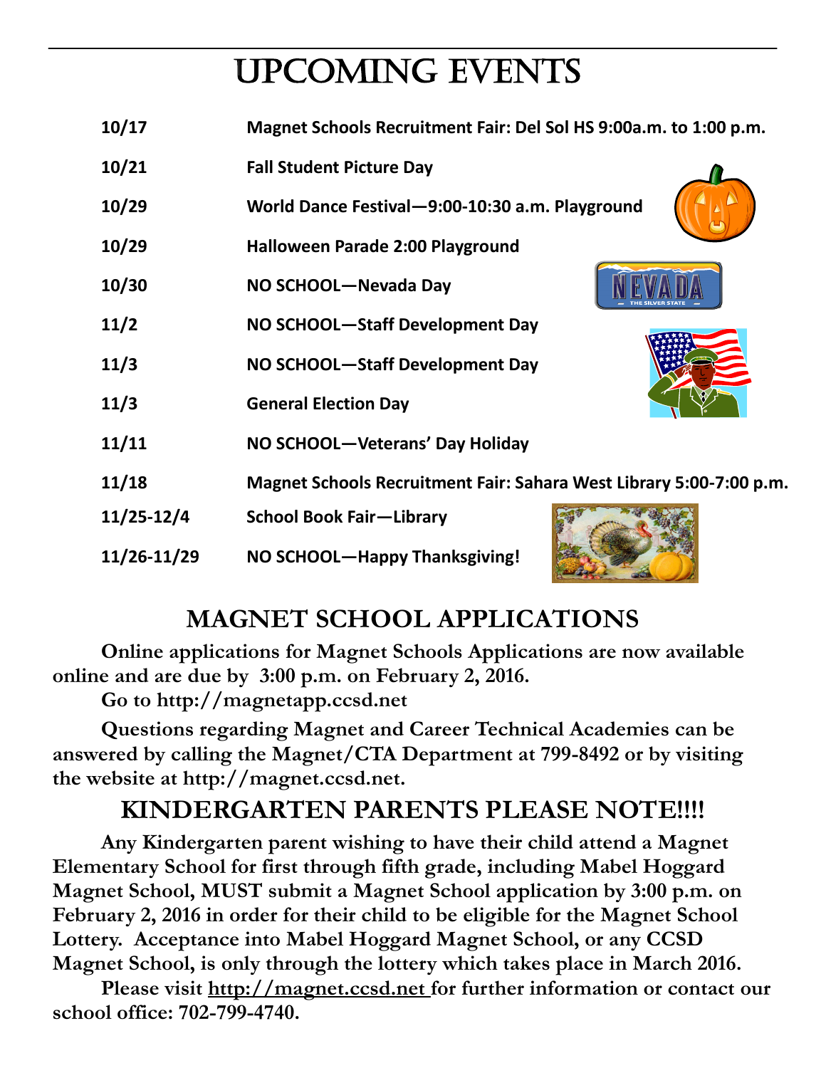# Upcoming Events

| | |
|---|---|
| **10/17** | **Magnet Schools Recruitment Fair: Del Sol HS 9:00a.m. to 1:00 p.m.** |
| **10/21** | **Fall Student Picture Day** |
| **10/29** | **World Dance Festival—9:00-10:30 a.m. Playground** |
| **10/29** | **Halloween Parade 2:00 Playground** |
| **10/30** | **NO SCHOOL—Nevada Day** |
| **11/2** | **NO SCHOOL—Staff Development Day** |
| **11/3** | **NO SCHOOL—Staff Development Day** |
| **11/3** | **General Election Day** |
| **11/11** | **NO SCHOOL—Veterans' Day Holiday** |
| **11/18** | **Magnet Schools Recruitment Fair: Sahara West Library 5:00-7:00 p.m.** |
| **11/25-12/4** | **School Book Fair—Library** |
| **11/26-11/29** | **NO SCHOOL—Happy Thanksgiving!** |

## MAGNET SCHOOL APPLICATIONS

**Online applications for Magnet Schools Applications are now available online and are due by 3:00 p.m. on February 2, 2016.**

**Go to http://magnetapp.ccsd.net**

**Questions regarding Magnet and Career Technical Academies can be answered by calling the Magnet/CTA Department at 799-8492 or by visiting the website at http://magnet.ccsd.net.**

## KINDERGARTEN PARENTS PLEASE NOTE!!!!

**Any Kindergarten parent wishing to have their child attend a Magnet Elementary School for first through fifth grade, including Mabel Hoggard Magnet School, MUST submit a Magnet School application by 3:00 p.m. on February 2, 2016 in order for their child to be eligible for the Magnet School Lottery. Acceptance into Mabel Hoggard Magnet School, or any CCSD Magnet School, is only through the lottery which takes place in March 2016.**

**Please visit http://magnet.ccsd.net for further information or contact our school office: 702-799-4740.**